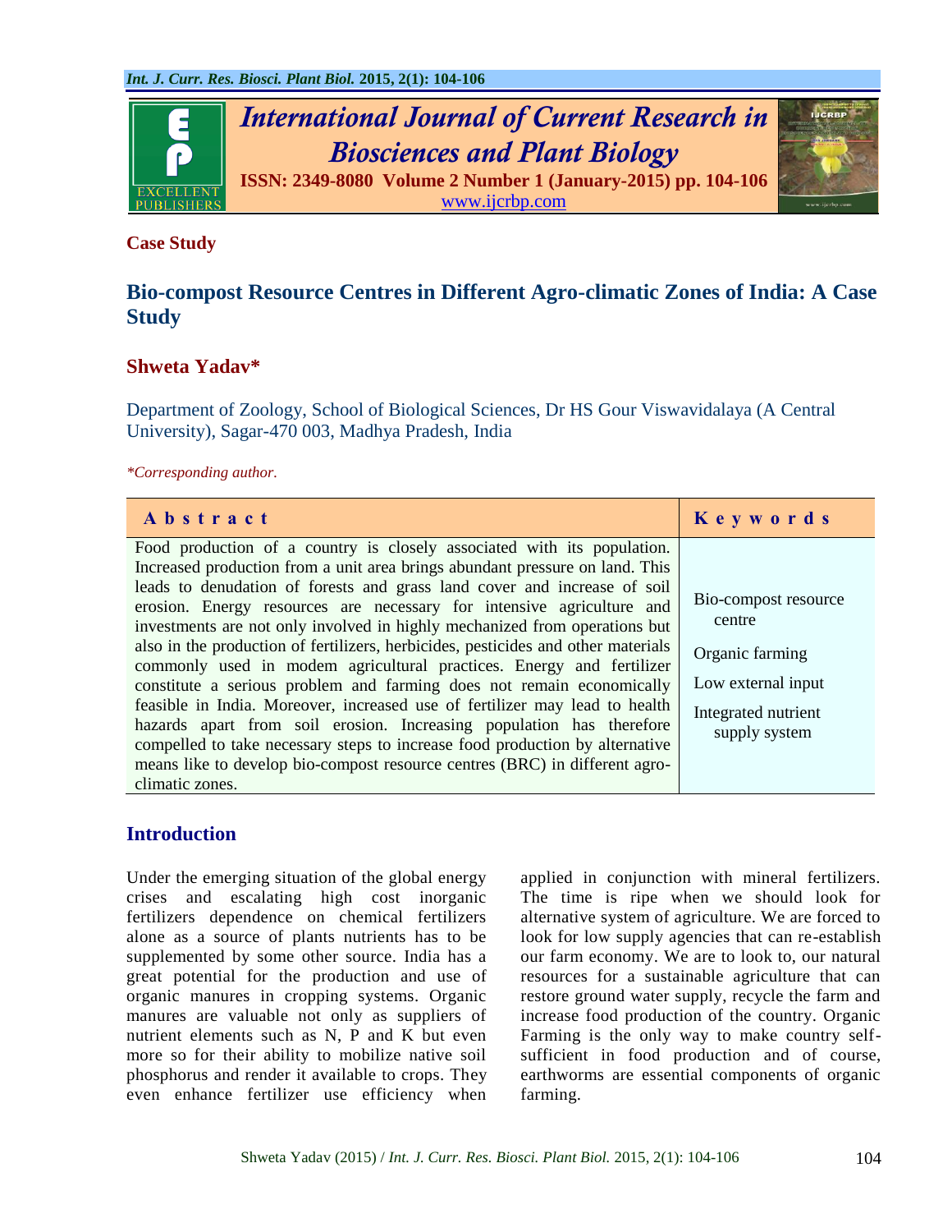# International Journal of Current Research in Biosciences and Plant Biology

**ISSN: 2349-8080 Volume 2 Number 1 (January-2015) pp. 104-106**
www.ijcrbp.com

**Case Study**

## Bio-compost Resource Centres in Different Agro-climatic Zones of India: A Case Study

**Shweta Yadav***

Department of Zoology, School of Biological Sciences, Dr HS Gour Viswavidalaya (A Central University), Sagar-470 003, Madhya Pradesh, India

*\*Corresponding author.*

| Abstract | Keywords |
|---|---|
| Food production of a country is closely associated with its population. Increased production from a unit area brings abundant pressure on land. This leads to denudation of forests and grass land cover and increase of soil erosion. Energy resources are necessary for intensive agriculture and investments are not only involved in highly mechanized from operations but also in the production of fertilizers, herbicides, pesticides and other materials commonly used in modem agricultural practices. Energy and fertilizer constitute a serious problem and farming does not remain economically feasible in India. Moreover, increased use of fertilizer may lead to health hazards apart from soil erosion. Increasing population has therefore compelled to take necessary steps to increase food production by alternative means like to develop bio-compost resource centres (BRC) in different agro-climatic zones. | Bio-compost resource centre<br>Organic farming<br>Low external input<br>Integrated nutrient supply system |

## Introduction

Under the emerging situation of the global energy crises and escalating high cost inorganic fertilizers dependence on chemical fertilizers alone as a source of plants nutrients has to be supplemented by some other source. India has a great potential for the production and use of organic manures in cropping systems. Organic manures are valuable not only as suppliers of nutrient elements such as N, P and K but even more so for their ability to mobilize native soil phosphorus and render it available to crops. They even enhance fertilizer use efficiency when applied in conjunction with mineral fertilizers. The time is ripe when we should look for alternative system of agriculture. We are forced to look for low supply agencies that can re-establish our farm economy. We are to look to, our natural resources for a sustainable agriculture that can restore ground water supply, recycle the farm and increase food production of the country. Organic Farming is the only way to make country self-sufficient in food production and of course, earthworms are essential components of organic farming.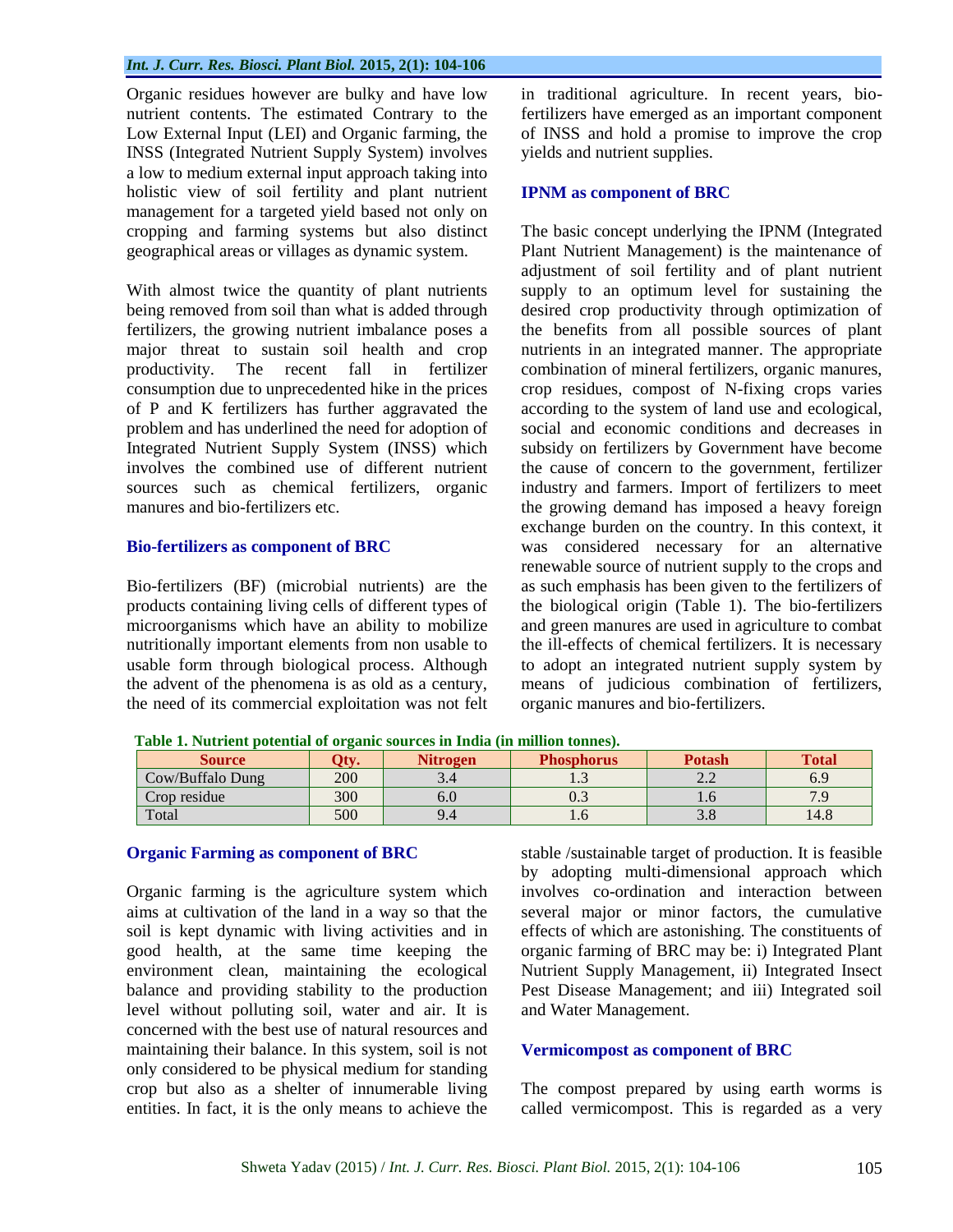Organic residues however are bulky and have low nutrient contents. The estimated Contrary to the Low External Input (LEI) and Organic farming, the INSS (Integrated Nutrient Supply System) involves a low to medium external input approach taking into holistic view of soil fertility and plant nutrient management for a targeted yield based not only on cropping and farming systems but also distinct geographical areas or villages as dynamic system.

With almost twice the quantity of plant nutrients being removed from soil than what is added through fertilizers, the growing nutrient imbalance poses a major threat to sustain soil health and crop productivity. The recent fall in fertilizer consumption due to unprecedented hike in the prices of P and K fertilizers has further aggravated the problem and has underlined the need for adoption of Integrated Nutrient Supply System (INSS) which involves the combined use of different nutrient sources such as chemical fertilizers, organic manures and bio-fertilizers etc.

## Bio-fertilizers as component of BRC

Bio-fertilizers (BF) (microbial nutrients) are the products containing living cells of different types of microorganisms which have an ability to mobilize nutritionally important elements from non usable to usable form through biological process. Although the advent of the phenomena is as old as a century, the need of its commercial exploitation was not felt in traditional agriculture. In recent years, bio-fertilizers have emerged as an important component of INSS and hold a promise to improve the crop yields and nutrient supplies.

## IPNM as component of BRC

The basic concept underlying the IPNM (Integrated Plant Nutrient Management) is the maintenance of adjustment of soil fertility and of plant nutrient supply to an optimum level for sustaining the desired crop productivity through optimization of the benefits from all possible sources of plant nutrients in an integrated manner. The appropriate combination of mineral fertilizers, organic manures, crop residues, compost of N-fixing crops varies according to the system of land use and ecological, social and economic conditions and decreases in subsidy on fertilizers by Government have become the cause of concern to the government, fertilizer industry and farmers. Import of fertilizers to meet the growing demand has imposed a heavy foreign exchange burden on the country. In this context, it was considered necessary for an alternative renewable source of nutrient supply to the crops and as such emphasis has been given to the fertilizers of the biological origin (Table 1). The bio-fertilizers and green manures are used in agriculture to combat the ill-effects of chemical fertilizers. It is necessary to adopt an integrated nutrient supply system by means of judicious combination of fertilizers, organic manures and bio-fertilizers.

**Table 1. Nutrient potential of organic sources in India (in million tonnes).**

| Source | Qty. | Nitrogen | Phosphorus | Potash | Total |
|---|---|---|---|---|---|
| Cow/Buffalo Dung | 200 | 3.4 | 1.3 | 2.2 | 6.9 |
| Crop residue | 300 | 6.0 | 0.3 | 1.6 | 7.9 |
| Total | 500 | 9.4 | 1.6 | 3.8 | 14.8 |

## Organic Farming as component of BRC

Organic farming is the agriculture system which aims at cultivation of the land in a way so that the soil is kept dynamic with living activities and in good health, at the same time keeping the environment clean, maintaining the ecological balance and providing stability to the production level without polluting soil, water and air. It is concerned with the best use of natural resources and maintaining their balance. In this system, soil is not only considered to be physical medium for standing crop but also as a shelter of innumerable living entities. In fact, it is the only means to achieve the stable /sustainable target of production. It is feasible by adopting multi-dimensional approach which involves co-ordination and interaction between several major or minor factors, the cumulative effects of which are astonishing. The constituents of organic farming of BRC may be: i) Integrated Plant Nutrient Supply Management, ii) Integrated Insect Pest Disease Management; and iii) Integrated soil and Water Management.

## Vermicompost as component of BRC

The compost prepared by using earth worms is called vermicompost. This is regarded as a very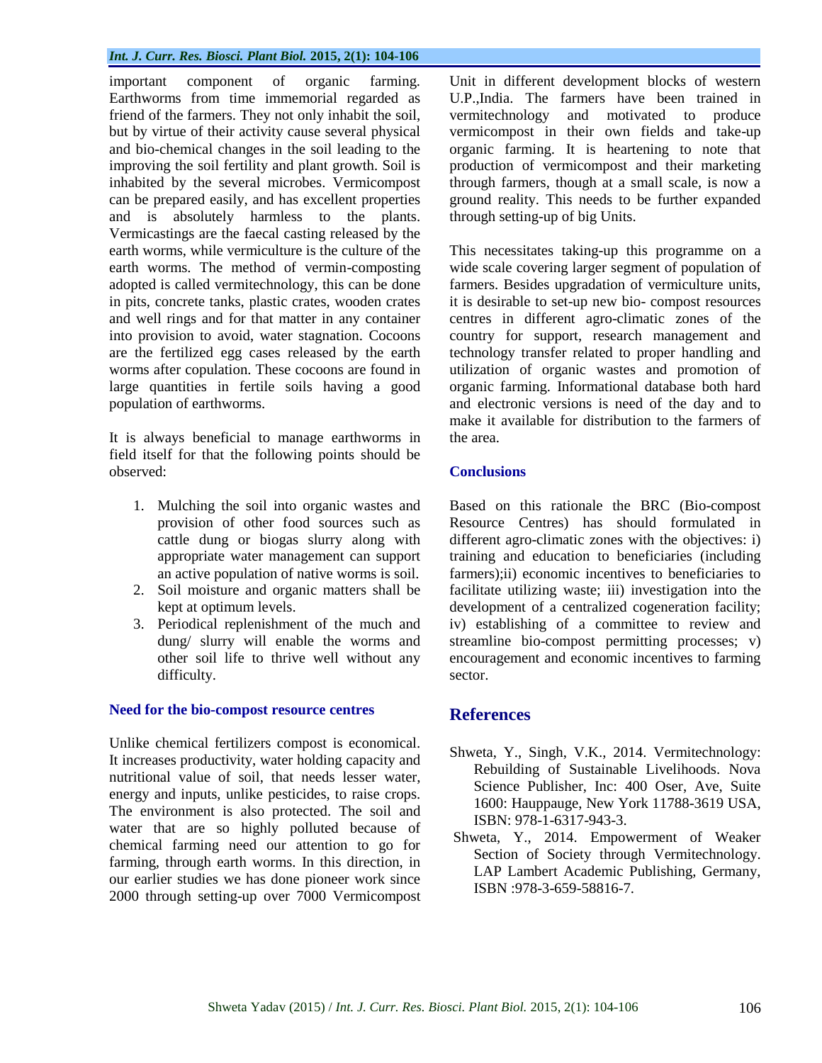important component of organic farming. Earthworms from time immemorial regarded as friend of the farmers. They not only inhabit the soil, but by virtue of their activity cause several physical and bio-chemical changes in the soil leading to the improving the soil fertility and plant growth. Soil is inhabited by the several microbes. Vermicompost can be prepared easily, and has excellent properties and is absolutely harmless to the plants. Vermicastings are the faecal casting released by the earth worms, while vermiculture is the culture of the earth worms. The method of vermin-composting adopted is called vermitechnology, this can be done in pits, concrete tanks, plastic crates, wooden crates and well rings and for that matter in any container into provision to avoid, water stagnation. Cocoons are the fertilized egg cases released by the earth worms after copulation. These cocoons are found in large quantities in fertile soils having a good population of earthworms.

It is always beneficial to manage earthworms in field itself for that the following points should be observed:

1. Mulching the soil into organic wastes and provision of other food sources such as cattle dung or biogas slurry along with appropriate water management can support an active population of native worms is soil.
2. Soil moisture and organic matters shall be kept at optimum levels.
3. Periodical replenishment of the much and dung/ slurry will enable the worms and other soil life to thrive well without any difficulty.

### Need for the bio-compost resource centres

Unlike chemical fertilizers compost is economical. It increases productivity, water holding capacity and nutritional value of soil, that needs lesser water, energy and inputs, unlike pesticides, to raise crops. The environment is also protected. The soil and water that are so highly polluted because of chemical farming need our attention to go for farming, through earth worms. In this direction, in our earlier studies we has done pioneer work since 2000 through setting-up over 7000 Vermicompost Unit in different development blocks of western U.P.,India. The farmers have been trained in vermitechnology and motivated to produce vermicompost in their own fields and take-up organic farming. It is heartening to note that production of vermicompost and their marketing through farmers, though at a small scale, is now a ground reality. This needs to be further expanded through setting-up of big Units.

This necessitates taking-up this programme on a wide scale covering larger segment of population of farmers. Besides upgradation of vermiculture units, it is desirable to set-up new bio- compost resources centres in different agro-climatic zones of the country for support, research management and technology transfer related to proper handling and utilization of organic wastes and promotion of organic farming. Informational database both hard and electronic versions is need of the day and to make it available for distribution to the farmers of the area.

### Conclusions

Based on this rationale the BRC (Bio-compost Resource Centres) has should formulated in different agro-climatic zones with the objectives: i) training and education to beneficiaries (including farmers);ii) economic incentives to beneficiaries to facilitate utilizing waste; iii) investigation into the development of a centralized cogeneration facility; iv) establishing of a committee to review and streamline bio-compost permitting processes; v) encouragement and economic incentives to farming sector.

## References

Shweta, Y., Singh, V.K., 2014. Vermitechnology: Rebuilding of Sustainable Livelihoods. Nova Science Publisher, Inc: 400 Oser, Ave, Suite 1600: Hauppauge, New York 11788-3619 USA, ISBN: 978-1-6317-943-3.

Shweta, Y., 2014. Empowerment of Weaker Section of Society through Vermitechnology. LAP Lambert Academic Publishing, Germany, ISBN :978-3-659-58816-7.